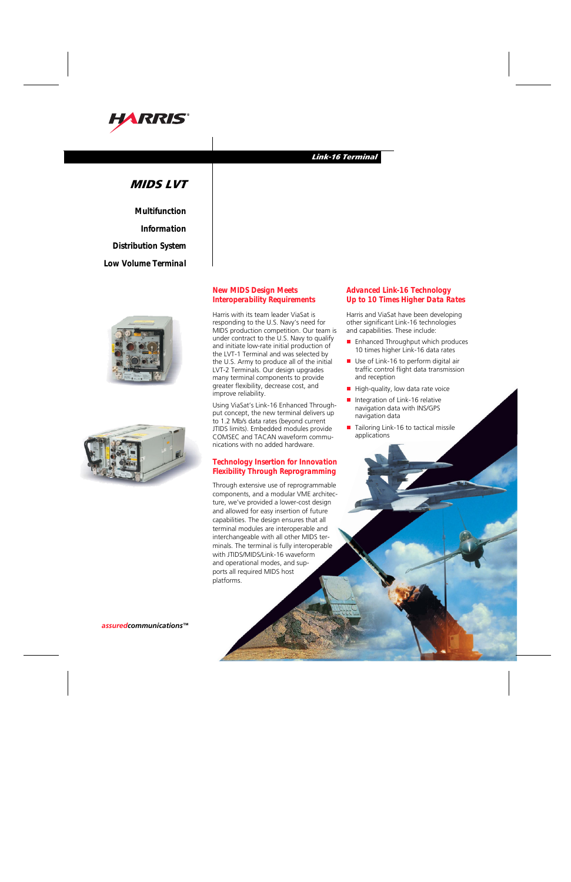HARRIS

*Link-16 Terminal*

# MIDS LVT

**Multifunction**

**Information**

**Distribution System**

**Low Volume Terminal**

## New MIDS Design Meets Interoperability Requirements

Harris with its team leader ViaSat is responding to the U.S. Navy's need for MIDS production competition. Our team is under contract to the U.S. Navy to qualify and initiate low-rate initial production of the LVT-1 Terminal and was selected by the U.S. Army to produce all of the initial LVT-2 Terminals. Our design upgrades many terminal components to provide greater flexibility, decrease cost, and improve reliability.

Using ViaSat's Link-16 Enhanced Throughput concept, the new terminal delivers up to 1.2 Mb/s data rates (beyond current JTIDS limits). Embedded modules provide COMSEC and TACAN waveform communications with no added hardware.

## Technology Insertion for Innovation Flexibility Through Reprogramming

Through extensive use of reprogrammable components, and a modular VME architecture, we've provided a lower-cost design and allowed for easy insertion of future capabilities. The design ensures that all terminal modules are interoperable and interchangeable with all other MIDS terminals. The terminal is fully interoperable with JTIDS/MIDS/Link-16 waveform and operational modes, and supports all required MIDS host platforms.

## Advanced Link-16 Technology Up to 10 Times Higher Data Rates

Harris and ViaSat have been developing other significant Link-16 technologies and capabilities. These include:

- Enhanced Throughput which produces 10 times higher Link-16 data rates
- Use of Link-16 to perform digital air traffic control flight data transmission and reception
- High-quality, low data rate voice
- Integration of Link-16 relative navigation data with INS/GPS navigation data
- Tailoring Link-16 to tactical missile applications

*assuredcommunications™*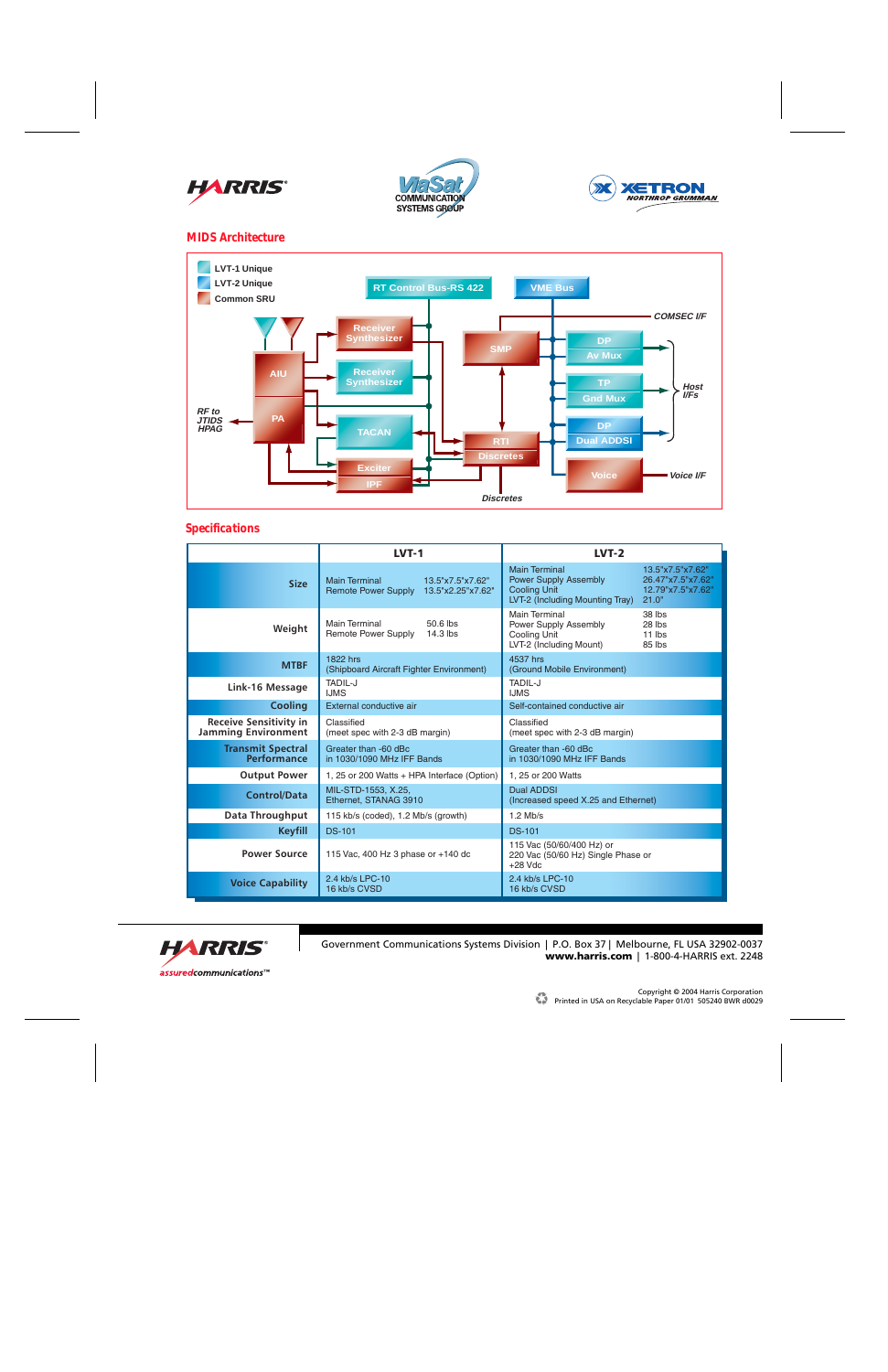HARRIS

ViaSat COMMUNICATION SYSTEMS GROUP

XETRON NORTHROP GRUMMAN

## MIDS Architecture

LVT-1 Unique
LVT-2 Unique
Common SRU

RT Control Bus-RS 422
VME Bus
COMSEC I/F
Receiver Synthesizer
Receiver Synthesizer
SMP
DP Av Mux
TP Gnd Mux
DP Dual ADDSI
Host I/Fs
AIU
PA
RF to JTIDS HPAG
TACAN
RTI Discretes
Exciter IPF
Voice
Voice I/F
Discretes

## Specifications

| | LVT-1 | LVT-2 |
|---|---|---|
| **Size** | Main Terminal 13.5"x7.5"x7.62"<br>Remote Power Supply 13.5"x2.25"x7.62" | Main Terminal 13.5"x7.5"x7.62"<br>Power Supply Assembly 26.47"x7.5"x7.62"<br>Cooling Unit 12.79"x7.5"x7.62"<br>LVT-2 (Including Mounting Tray) 21.0" |
| **Weight** | Main Terminal 50.6 lbs<br>Remote Power Supply 14.3 lbs | Main Terminal 38 lbs<br>Power Supply Assembly 28 lbs<br>Cooling Unit 11 lbs<br>LVT-2 (Including Mount) 85 lbs |
| **MTBF** | 1822 hrs<br>(Shipboard Aircraft Fighter Environment) | 4537 hrs<br>(Ground Mobile Environment) |
| **Link-16 Message** | TADIL-J<br>IJMS | TADIL-J<br>IJMS |
| **Cooling** | External conductive air | Self-contained conductive air |
| **Receive Sensitivity in Jamming Environment** | Classified<br>(meet spec with 2-3 dB margin) | Classified<br>(meet spec with 2-3 dB margin) |
| **Transmit Spectral Performance** | Greater than -60 dBc<br>in 1030/1090 MHz IFF Bands | Greater than -60 dBc<br>in 1030/1090 MHz IFF Bands |
| **Output Power** | 1, 25 or 200 Watts + HPA Interface (Option) | 1, 25 or 200 Watts |
| **Control/Data** | MIL-STD-1553, X.25,<br>Ethernet, STANAG 3910 | Dual ADDSI<br>(Increased speed X.25 and Ethernet) |
| **Data Throughput** | 115 kb/s (coded), 1.2 Mb/s (growth) | 1.2 Mb/s |
| **Keyfill** | DS-101 | DS-101 |
| **Power Source** | 115 Vac, 400 Hz 3 phase or +140 dc | 115 Vac (50/60/400 Hz) or<br>220 Vac (50/60 Hz) Single Phase or<br>+28 Vdc |
| **Voice Capability** | 2.4 kb/s LPC-10<br>16 kb/s CVSD | 2.4 kb/s LPC-10<br>16 kb/s CVSD |

HARRIS
assuredcommunications™

Government Communications Systems Division | P.O. Box 37 | Melbourne, FL USA 32902-0037
**www.harris.com** | 1-800-4-HARRIS ext. 2248

Copyright © 2004 Harris Corporation
Printed in USA on Recyclable Paper 01/01 505240 BWR d0029